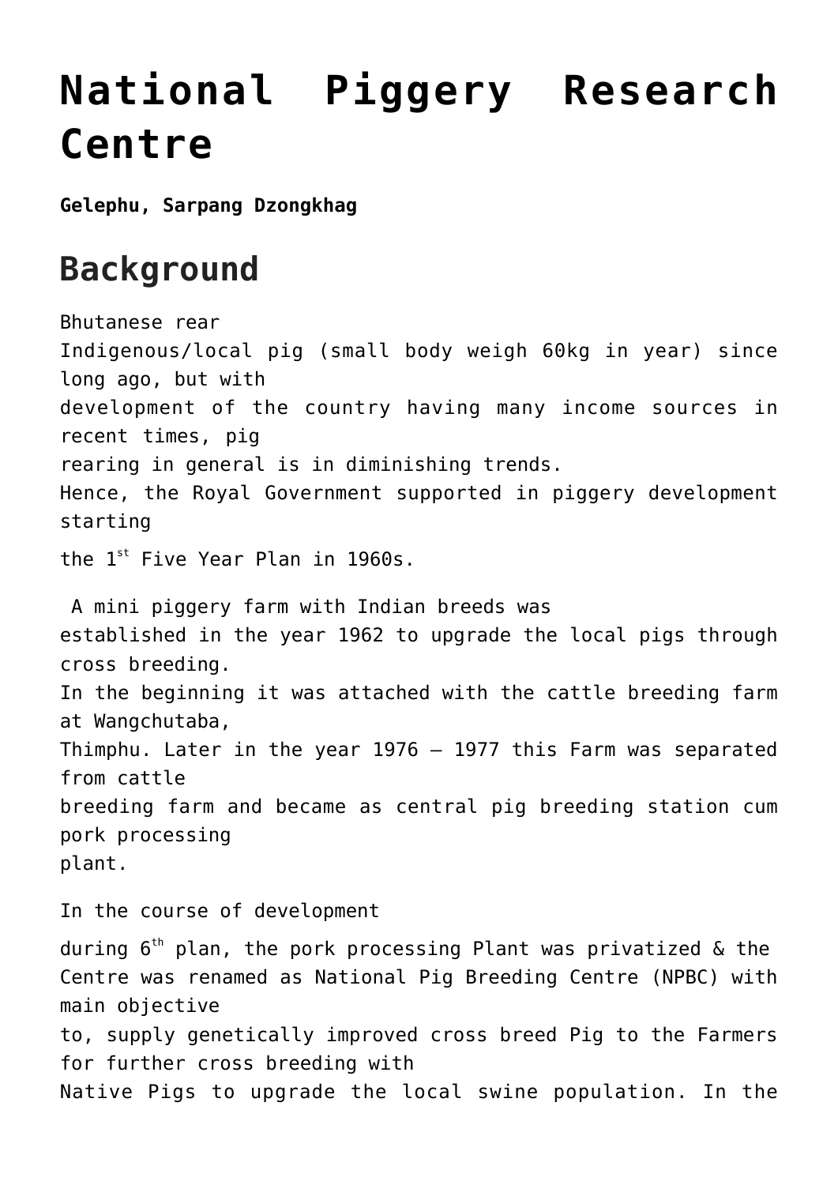# National Piggery Research Centre

**Gelephu, Sarpang Dzongkhag**

## Background

Bhutanese rear Indigenous/local pig (small body weigh 60kg in year) since long ago, but with development of the country having many income sources in recent times, pig rearing in general is in diminishing trends. Hence, the Royal Government supported in piggery development starting the 1st Five Year Plan in 1960s.

A mini piggery farm with Indian breeds was established in the year 1962 to upgrade the local pigs through cross breeding. In the beginning it was attached with the cattle breeding farm at Wangchutaba, Thimphu. Later in the year 1976 – 1977 this Farm was separated from cattle breeding farm and became as central pig breeding station cum pork processing plant.

In the course of development during 6th plan, the pork processing Plant was privatized & the Centre was renamed as National Pig Breeding Centre (NPBC) with main objective to, supply genetically improved cross breed Pig to the Farmers for further cross breeding with Native Pigs to upgrade the local swine population. In the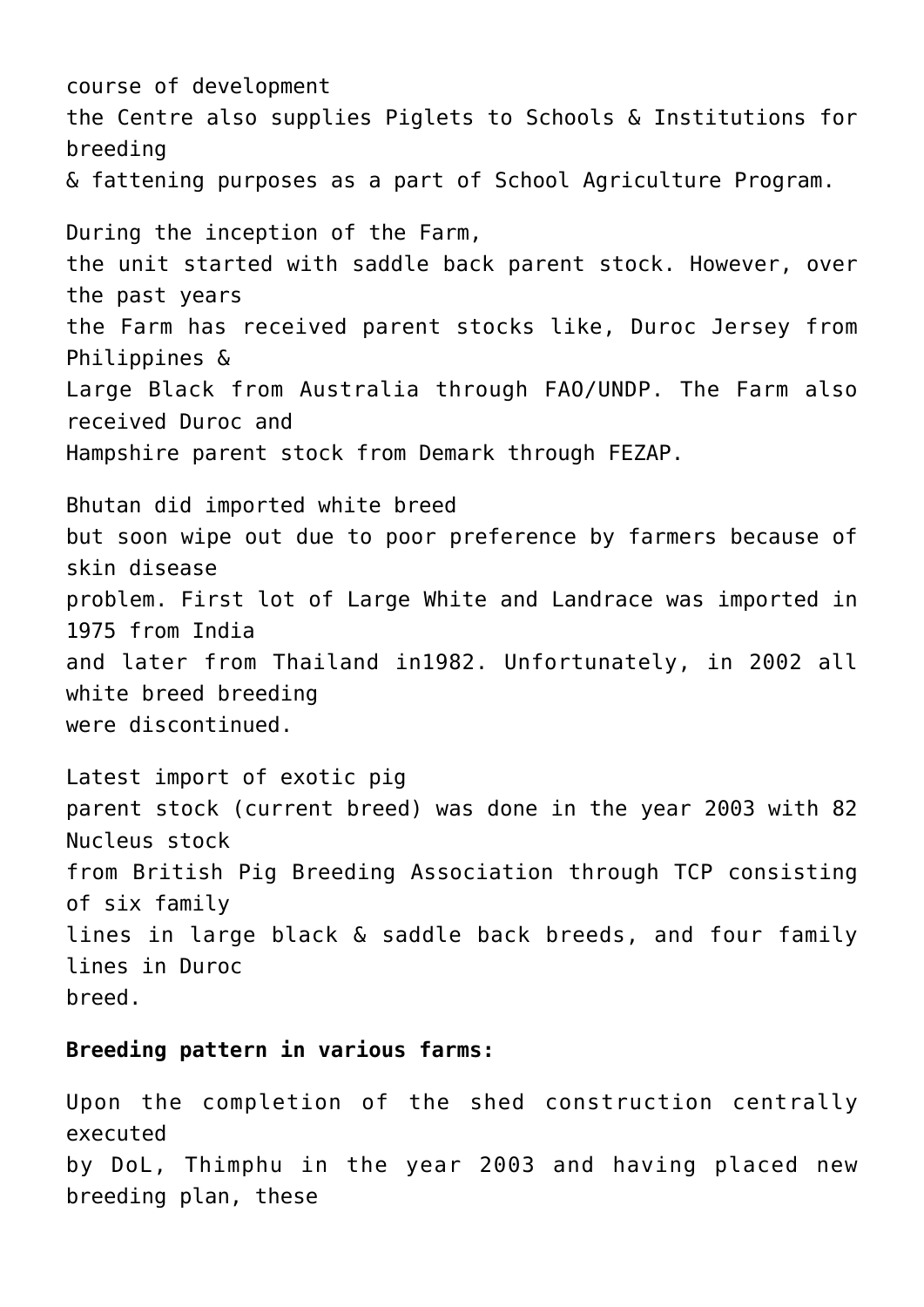course of development
the Centre also supplies Piglets to Schools & Institutions for breeding
& fattening purposes as a part of School Agriculture Program.

During the inception of the Farm,
the unit started with saddle back parent stock. However, over the past years
the Farm has received parent stocks like, Duroc Jersey from Philippines &
Large Black from Australia through FAO/UNDP. The Farm also received Duroc and
Hampshire parent stock from Demark through FEZAP.

Bhutan did imported white breed
but soon wipe out due to poor preference by farmers because of skin disease
problem. First lot of Large White and Landrace was imported in 1975 from India
and later from Thailand in1982. Unfortunately, in 2002 all white breed breeding
were discontinued.

Latest import of exotic pig
parent stock (current breed) was done in the year 2003 with 82 Nucleus stock
from British Pig Breeding Association through TCP consisting of six family
lines in large black & saddle back breeds, and four family lines in Duroc
breed.

**Breeding pattern in various farms:**

Upon the completion of the shed construction centrally executed
by DoL, Thimphu in the year 2003 and having placed new breeding plan, these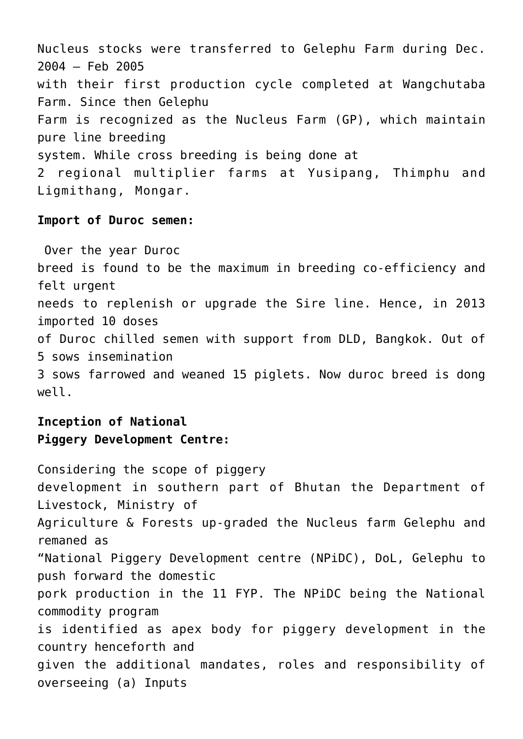Nucleus stocks were transferred to Gelephu Farm during Dec. 2004 – Feb 2005 with their first production cycle completed at Wangchutaba Farm. Since then Gelephu Farm is recognized as the Nucleus Farm (GP), which maintain pure line breeding system. While cross breeding is being done at 2 regional multiplier farms at Yusipang, Thimphu and Ligmithang, Mongar.

**Import of Duroc semen:**

Over the year Duroc breed is found to be the maximum in breeding co-efficiency and felt urgent needs to replenish or upgrade the Sire line. Hence, in 2013 imported 10 doses of Duroc chilled semen with support from DLD, Bangkok. Out of 5 sows insemination 3 sows farrowed and weaned 15 piglets. Now duroc breed is dong well.

**Inception of National Piggery Development Centre:**

Considering the scope of piggery development in southern part of Bhutan the Department of Livestock, Ministry of Agriculture & Forests up-graded the Nucleus farm Gelephu and remaned as "National Piggery Development centre (NPiDC), DoL, Gelephu to push forward the domestic pork production in the 11 FYP. The NPiDC being the National commodity program is identified as apex body for piggery development in the country henceforth and given the additional mandates, roles and responsibility of overseeing (a) Inputs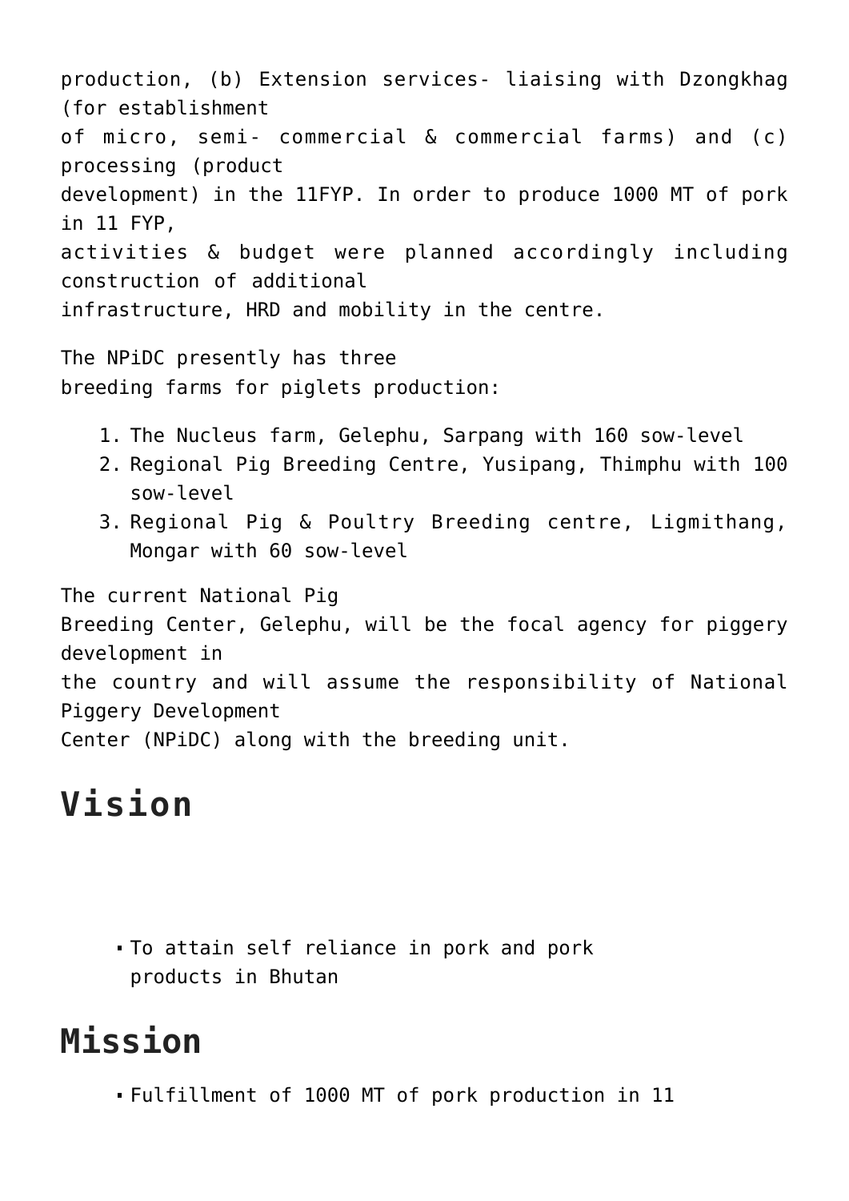production, (b) Extension services- liaising with Dzongkhag (for establishment of micro, semi- commercial & commercial farms) and (c) processing (product development) in the 11FYP. In order to produce 1000 MT of pork in 11 FYP, activities & budget were planned accordingly including construction of additional infrastructure, HRD and mobility in the centre.

The NPiDC presently has three breeding farms for piglets production:

1. The Nucleus farm, Gelephu, Sarpang with 160 sow-level
2. Regional Pig Breeding Centre, Yusipang, Thimphu with 100 sow-level
3. Regional Pig & Poultry Breeding centre, Ligmithang, Mongar with 60 sow-level

The current National Pig Breeding Center, Gelephu, will be the focal agency for piggery development in the country and will assume the responsibility of National Piggery Development Center (NPiDC) along with the breeding unit.

# Vision

- To attain self reliance in pork and pork products in Bhutan

# Mission

- Fulfillment of 1000 MT of pork production in 11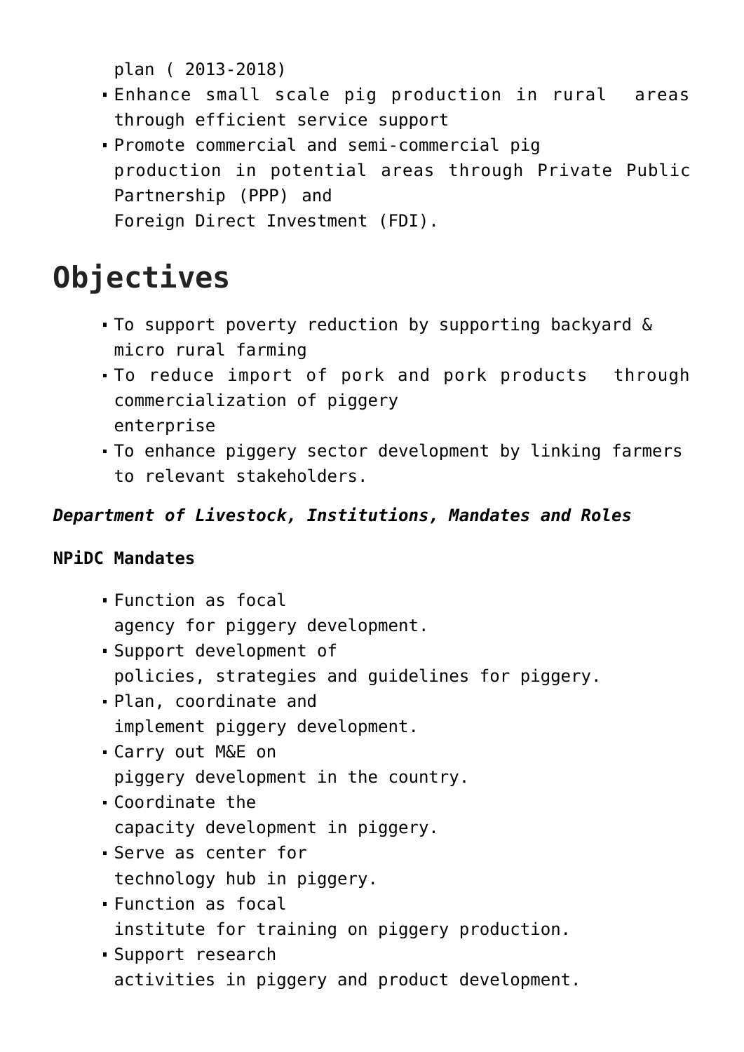plan ( 2013-2018)

- Enhance small scale pig production in rural areas through efficient service support
- Promote commercial and semi-commercial pig production in potential areas through Private Public Partnership (PPP) and Foreign Direct Investment (FDI).

# Objectives

- To support poverty reduction by supporting backyard & micro rural farming
- To reduce import of pork and pork products through commercialization of piggery enterprise
- To enhance piggery sector development by linking farmers to relevant stakeholders.

***Department of Livestock, Institutions, Mandates and Roles***

**NPiDC Mandates**

- Function as focal agency for piggery development.
- Support development of policies, strategies and guidelines for piggery.
- Plan, coordinate and implement piggery development.
- Carry out M&E on piggery development in the country.
- Coordinate the capacity development in piggery.
- Serve as center for technology hub in piggery.
- Function as focal institute for training on piggery production.
- Support research activities in piggery and product development.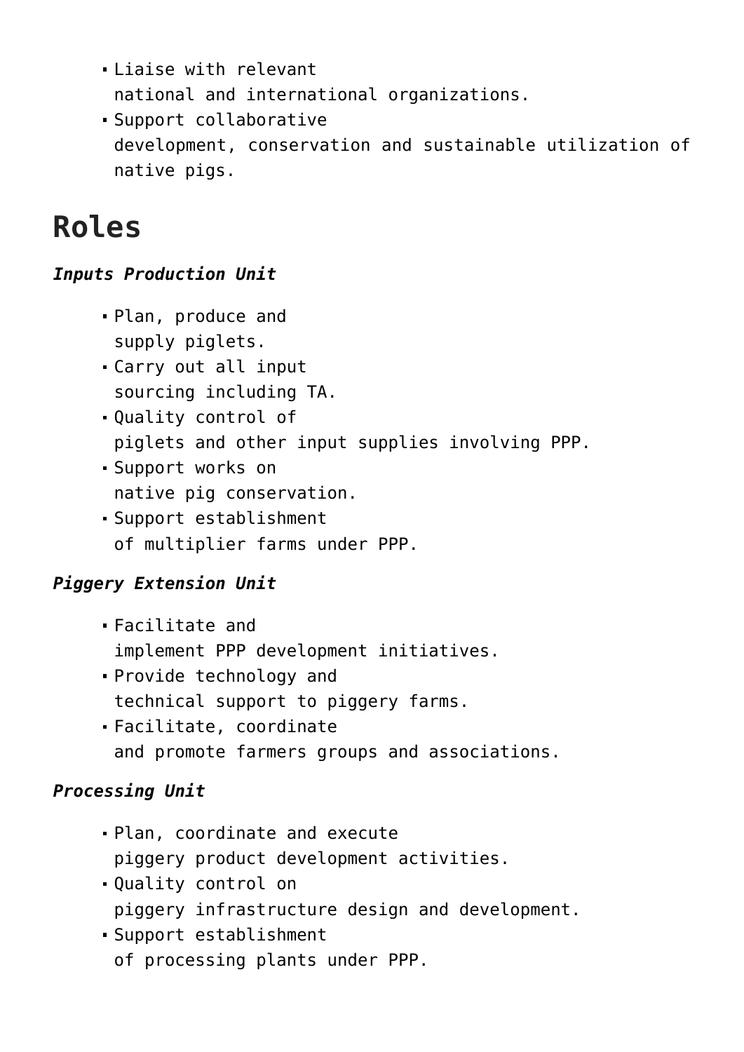- Liaise with relevant national and international organizations.
- Support collaborative development, conservation and sustainable utilization of native pigs.

# Roles

***Inputs Production Unit***

- Plan, produce and supply piglets.
- Carry out all input sourcing including TA.
- Quality control of piglets and other input supplies involving PPP.
- Support works on native pig conservation.
- Support establishment of multiplier farms under PPP.

***Piggery Extension Unit***

- Facilitate and implement PPP development initiatives.
- Provide technology and technical support to piggery farms.
- Facilitate, coordinate and promote farmers groups and associations.

***Processing Unit***

- Plan, coordinate and execute piggery product development activities.
- Quality control on piggery infrastructure design and development.
- Support establishment of processing plants under PPP.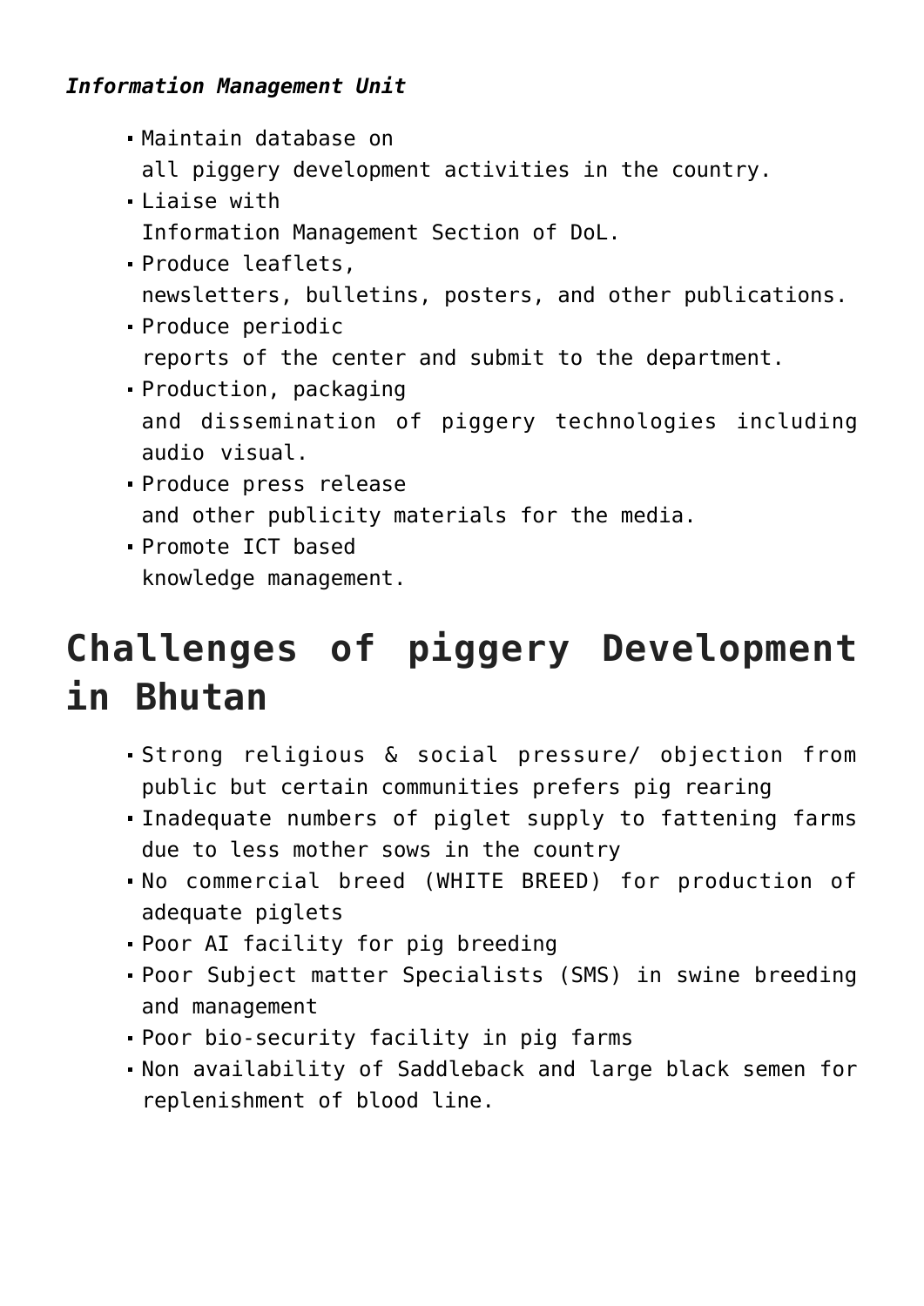***Information Management Unit***

- Maintain database on all piggery development activities in the country.
- Liaise with Information Management Section of DoL.
- Produce leaflets, newsletters, bulletins, posters, and other publications.
- Produce periodic reports of the center and submit to the department.
- Production, packaging and dissemination of piggery technologies including audio visual.
- Produce press release and other publicity materials for the media.
- Promote ICT based knowledge management.

# Challenges of piggery Development in Bhutan

- Strong religious & social pressure/ objection from public but certain communities prefers pig rearing
- Inadequate numbers of piglet supply to fattening farms due to less mother sows in the country
- No commercial breed (WHITE BREED) for production of adequate piglets
- Poor AI facility for pig breeding
- Poor Subject matter Specialists (SMS) in swine breeding and management
- Poor bio-security facility in pig farms
- Non availability of Saddleback and large black semen for replenishment of blood line.